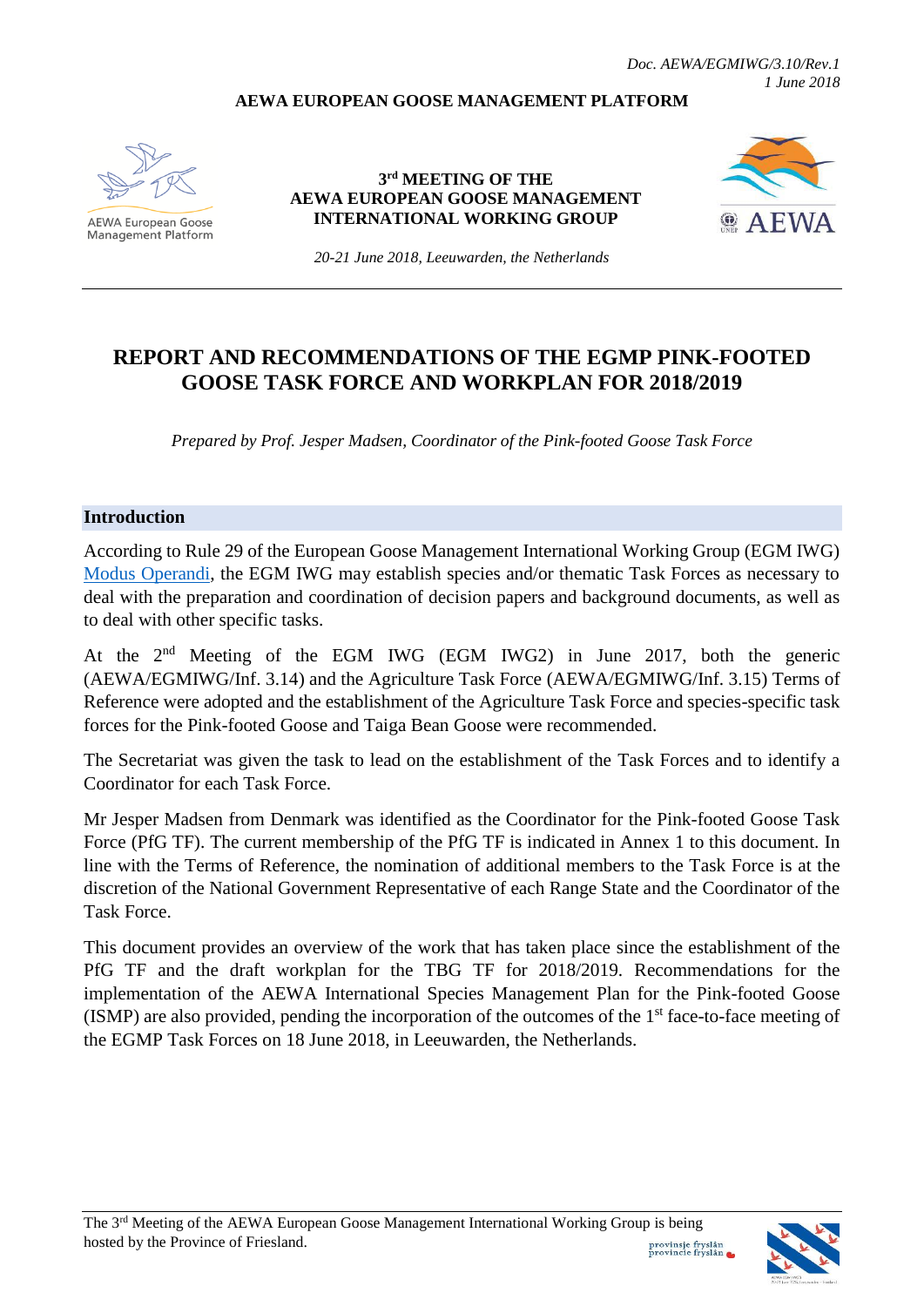*Doc. AEWA/EGMIWG/3.10/Rev.1*
*1 June 2018*

**AEWA EUROPEAN GOOSE MANAGEMENT PLATFORM**

**3rd MEETING OF THE AEWA EUROPEAN GOOSE MANAGEMENT INTERNATIONAL WORKING GROUP**

*20-21 June 2018, Leeuwarden, the Netherlands*

# REPORT AND RECOMMENDATIONS OF THE EGMP PINK-FOOTED GOOSE TASK FORCE AND WORKPLAN FOR 2018/2019

*Prepared by Prof. Jesper Madsen, Coordinator of the Pink-footed Goose Task Force*

## Introduction

According to Rule 29 of the European Goose Management International Working Group (EGM IWG) Modus Operandi, the EGM IWG may establish species and/or thematic Task Forces as necessary to deal with the preparation and coordination of decision papers and background documents, as well as to deal with other specific tasks.

At the 2nd Meeting of the EGM IWG (EGM IWG2) in June 2017, both the generic (AEWA/EGMIWG/Inf. 3.14) and the Agriculture Task Force (AEWA/EGMIWG/Inf. 3.15) Terms of Reference were adopted and the establishment of the Agriculture Task Force and species-specific task forces for the Pink-footed Goose and Taiga Bean Goose were recommended.

The Secretariat was given the task to lead on the establishment of the Task Forces and to identify a Coordinator for each Task Force.

Mr Jesper Madsen from Denmark was identified as the Coordinator for the Pink-footed Goose Task Force (PfG TF). The current membership of the PfG TF is indicated in Annex 1 to this document. In line with the Terms of Reference, the nomination of additional members to the Task Force is at the discretion of the National Government Representative of each Range State and the Coordinator of the Task Force.

This document provides an overview of the work that has taken place since the establishment of the PfG TF and the draft workplan for the TBG TF for 2018/2019. Recommendations for the implementation of the AEWA International Species Management Plan for the Pink-footed Goose (ISMP) are also provided, pending the incorporation of the outcomes of the 1st face-to-face meeting of the EGMP Task Forces on 18 June 2018, in Leeuwarden, the Netherlands.

The 3rd Meeting of the AEWA European Goose Management International Working Group is being hosted by the Province of Friesland.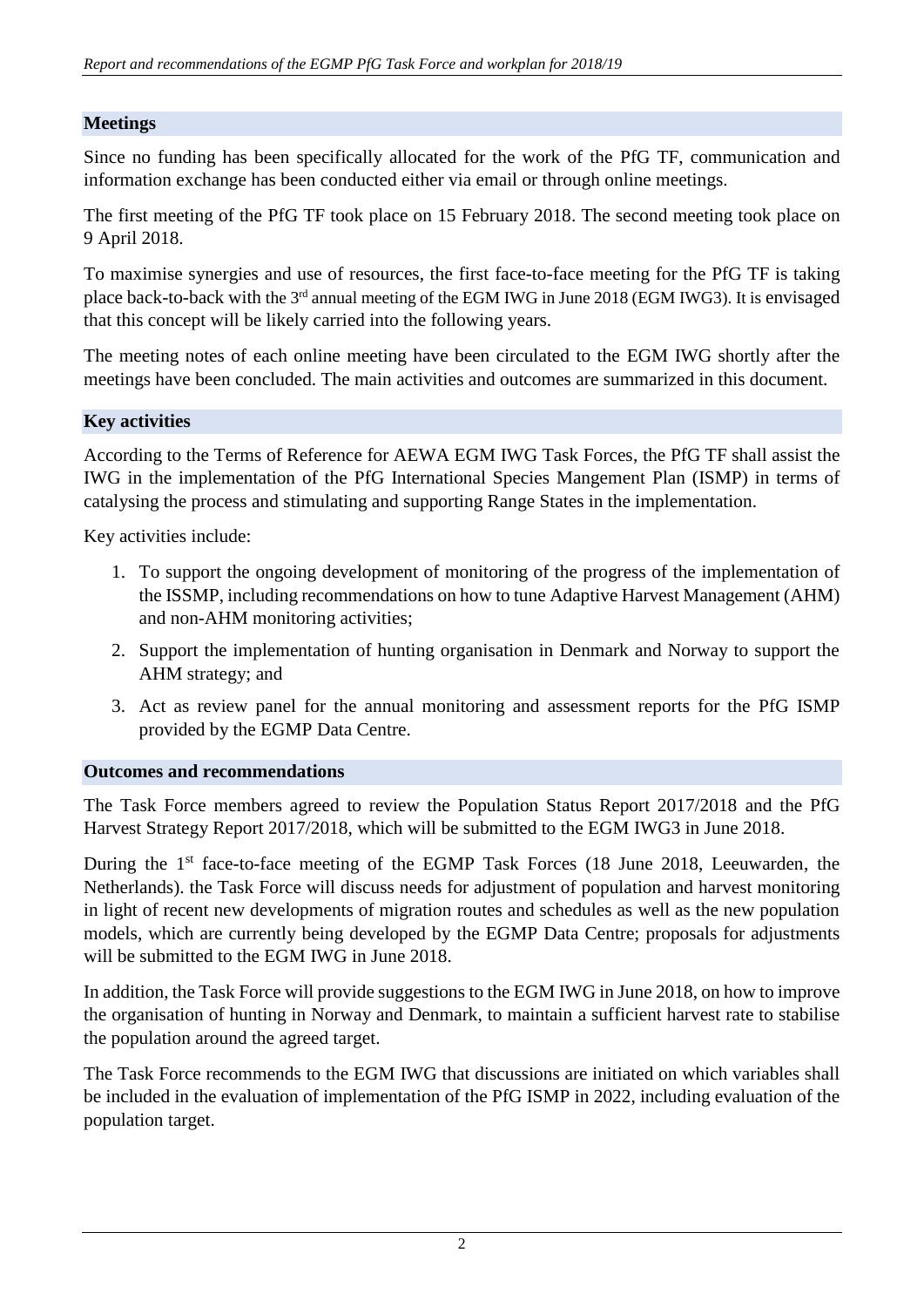## Meetings

Since no funding has been specifically allocated for the work of the PfG TF, communication and information exchange has been conducted either via email or through online meetings.

The first meeting of the PfG TF took place on 15 February 2018. The second meeting took place on 9 April 2018.

To maximise synergies and use of resources, the first face-to-face meeting for the PfG TF is taking place back-to-back with the 3rd annual meeting of the EGM IWG in June 2018 (EGM IWG3). It is envisaged that this concept will be likely carried into the following years.

The meeting notes of each online meeting have been circulated to the EGM IWG shortly after the meetings have been concluded. The main activities and outcomes are summarized in this document.

## Key activities

According to the Terms of Reference for AEWA EGM IWG Task Forces, the PfG TF shall assist the IWG in the implementation of the PfG International Species Mangement Plan (ISMP) in terms of catalysing the process and stimulating and supporting Range States in the implementation.

Key activities include:

1. To support the ongoing development of monitoring of the progress of the implementation of the ISSMP, including recommendations on how to tune Adaptive Harvest Management (AHM) and non-AHM monitoring activities;
2. Support the implementation of hunting organisation in Denmark and Norway to support the AHM strategy; and
3. Act as review panel for the annual monitoring and assessment reports for the PfG ISMP provided by the EGMP Data Centre.

## Outcomes and recommendations

The Task Force members agreed to review the Population Status Report 2017/2018 and the PfG Harvest Strategy Report 2017/2018, which will be submitted to the EGM IWG3 in June 2018.

During the 1st face-to-face meeting of the EGMP Task Forces (18 June 2018, Leeuwarden, the Netherlands). the Task Force will discuss needs for adjustment of population and harvest monitoring in light of recent new developments of migration routes and schedules as well as the new population models, which are currently being developed by the EGMP Data Centre; proposals for adjustments will be submitted to the EGM IWG in June 2018.

In addition, the Task Force will provide suggestions to the EGM IWG in June 2018, on how to improve the organisation of hunting in Norway and Denmark, to maintain a sufficient harvest rate to stabilise the population around the agreed target.

The Task Force recommends to the EGM IWG that discussions are initiated on which variables shall be included in the evaluation of implementation of the PfG ISMP in 2022, including evaluation of the population target.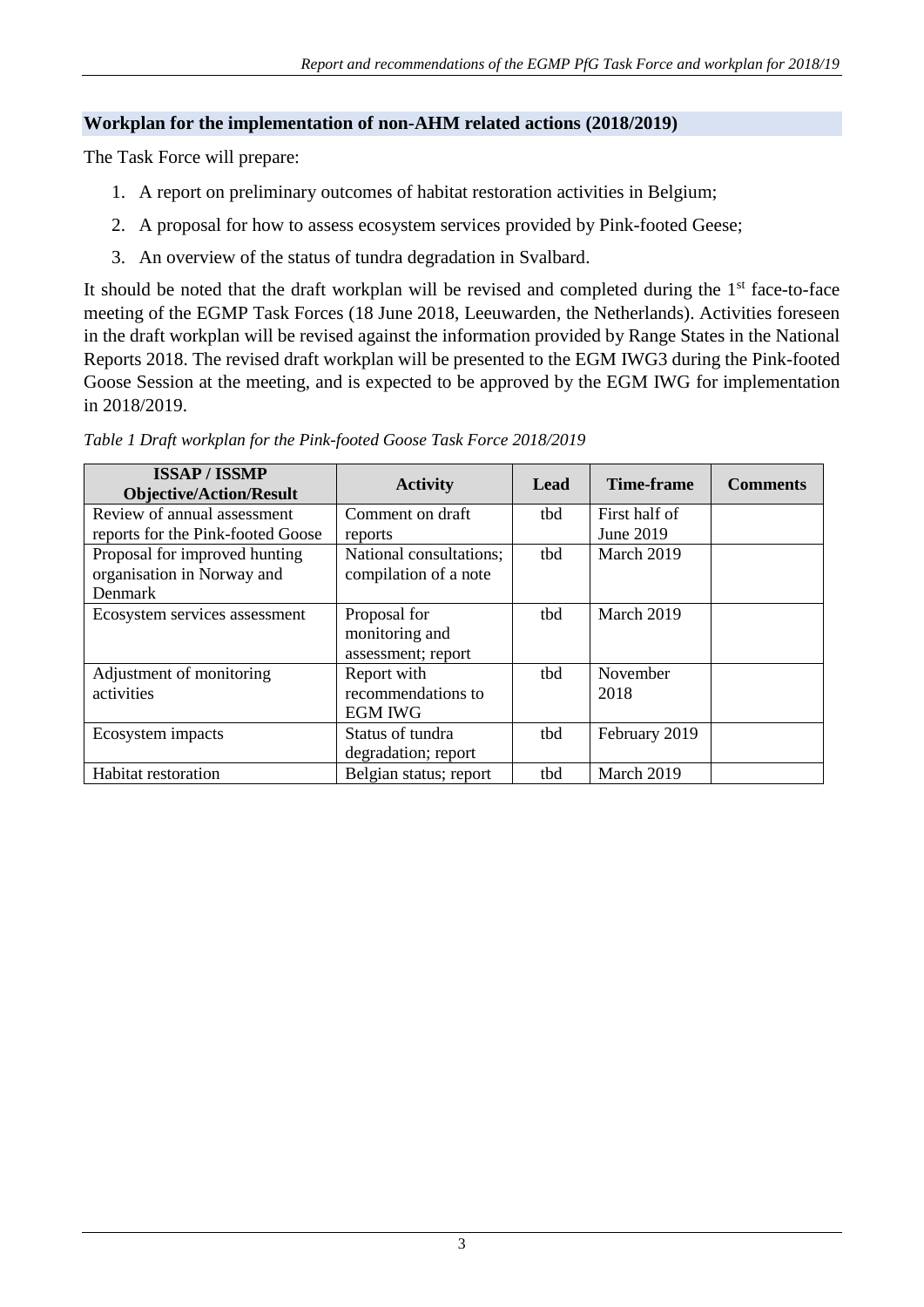## Workplan for the implementation of non-AHM related actions (2018/2019)

The Task Force will prepare:

1. A report on preliminary outcomes of habitat restoration activities in Belgium;
2. A proposal for how to assess ecosystem services provided by Pink-footed Geese;
3. An overview of the status of tundra degradation in Svalbard.

It should be noted that the draft workplan will be revised and completed during the 1st face-to-face meeting of the EGMP Task Forces (18 June 2018, Leeuwarden, the Netherlands). Activities foreseen in the draft workplan will be revised against the information provided by Range States in the National Reports 2018. The revised draft workplan will be presented to the EGM IWG3 during the Pink-footed Goose Session at the meeting, and is expected to be approved by the EGM IWG for implementation in 2018/2019.

*Table 1 Draft workplan for the Pink-footed Goose Task Force 2018/2019*

| ISSAP / ISSMP Objective/Action/Result | Activity | Lead | Time-frame | Comments |
|---|---|---|---|---|
| Review of annual assessment reports for the Pink-footed Goose | Comment on draft reports | tbd | First half of June 2019 | |
| Proposal for improved hunting organisation in Norway and Denmark | National consultations; compilation of a note | tbd | March 2019 | |
| Ecosystem services assessment | Proposal for monitoring and assessment; report | tbd | March 2019 | |
| Adjustment of monitoring activities | Report with recommendations to EGM IWG | tbd | November 2018 | |
| Ecosystem impacts | Status of tundra degradation; report | tbd | February 2019 | |
| Habitat restoration | Belgian status; report | tbd | March 2019 | |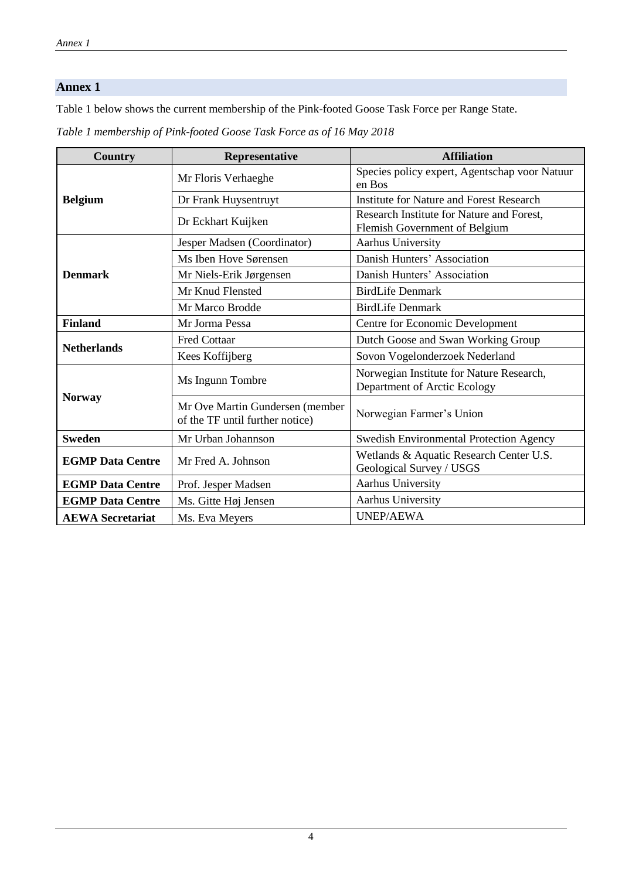## Annex 1

Table 1 below shows the current membership of the Pink-footed Goose Task Force per Range State.

*Table 1 membership of Pink-footed Goose Task Force as of 16 May 2018*

| Country | Representative | Affiliation |
|---|---|---|
| **Belgium** | Mr Floris Verhaeghe | Species policy expert, Agentschap voor Natuur en Bos |
| | Dr Frank Huysentruyt | Institute for Nature and Forest Research |
| | Dr Eckhart Kuijken | Research Institute for Nature and Forest, Flemish Government of Belgium |
| **Denmark** | Jesper Madsen (Coordinator) | Aarhus University |
| | Ms Iben Hove Sørensen | Danish Hunters' Association |
| | Mr Niels-Erik Jørgensen | Danish Hunters' Association |
| | Mr Knud Flensted | BirdLife Denmark |
| | Mr Marco Brodde | BirdLife Denmark |
| **Finland** | Mr Jorma Pessa | Centre for Economic Development |
| **Netherlands** | Fred Cottaar | Dutch Goose and Swan Working Group |
| | Kees Koffijberg | Sovon Vogelonderzoek Nederland |
| **Norway** | Ms Ingunn Tombre | Norwegian Institute for Nature Research, Department of Arctic Ecology |
| | Mr Ove Martin Gundersen (member of the TF until further notice) | Norwegian Farmer's Union |
| **Sweden** | Mr Urban Johannson | Swedish Environmental Protection Agency |
| **EGMP Data Centre** | Mr Fred A. Johnson | Wetlands & Aquatic Research Center U.S. Geological Survey / USGS |
| **EGMP Data Centre** | Prof. Jesper Madsen | Aarhus University |
| **EGMP Data Centre** | Ms. Gitte Høj Jensen | Aarhus University |
| **AEWA Secretariat** | Ms. Eva Meyers | UNEP/AEWA |